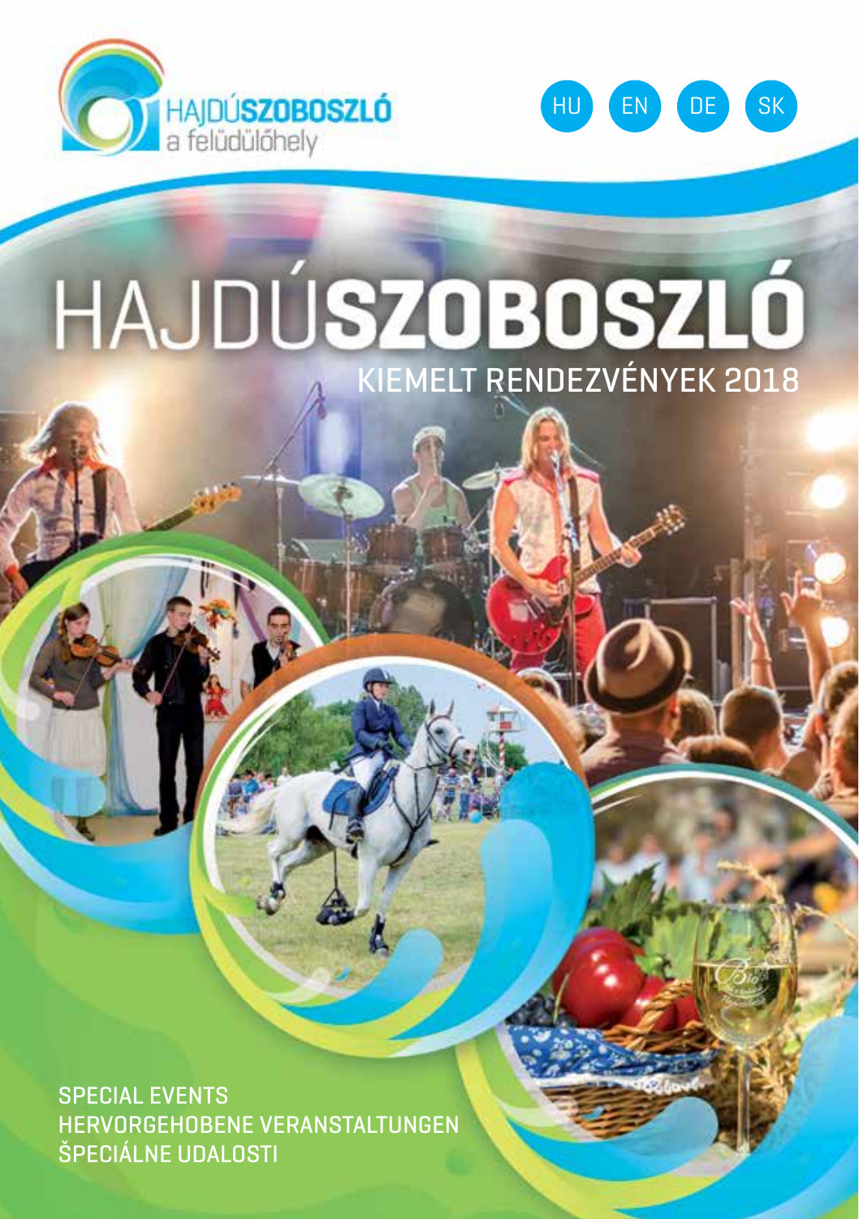HAJDÚSZOBOSZLÓ
a felüdülőhely

HU EN DE SK

# HAJDÚSZOBOSZLÓ

## KIEMELT RENDEZVÉNYEK 2018

SPECIAL EVENTS
HERVORGEHOBENE VERANSTALTUNGEN
ŠPECIÁLNE UDALOSTI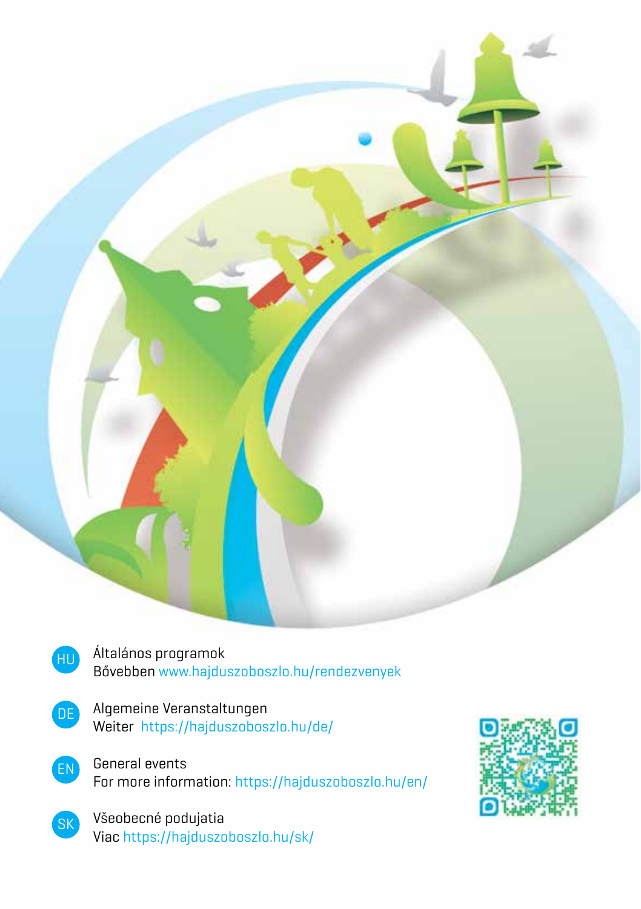HU Általános programok
Bővebben www.hajduszoboszlo.hu/rendezvenyek

DE Algemeine Veranstaltungen
Weiter https://hajduszoboszlo.hu/de/

EN General events
For more information: https://hajduszoboszlo.hu/en/

SK Všeobecné podujatia
Viac https://hajduszoboszlo.hu/sk/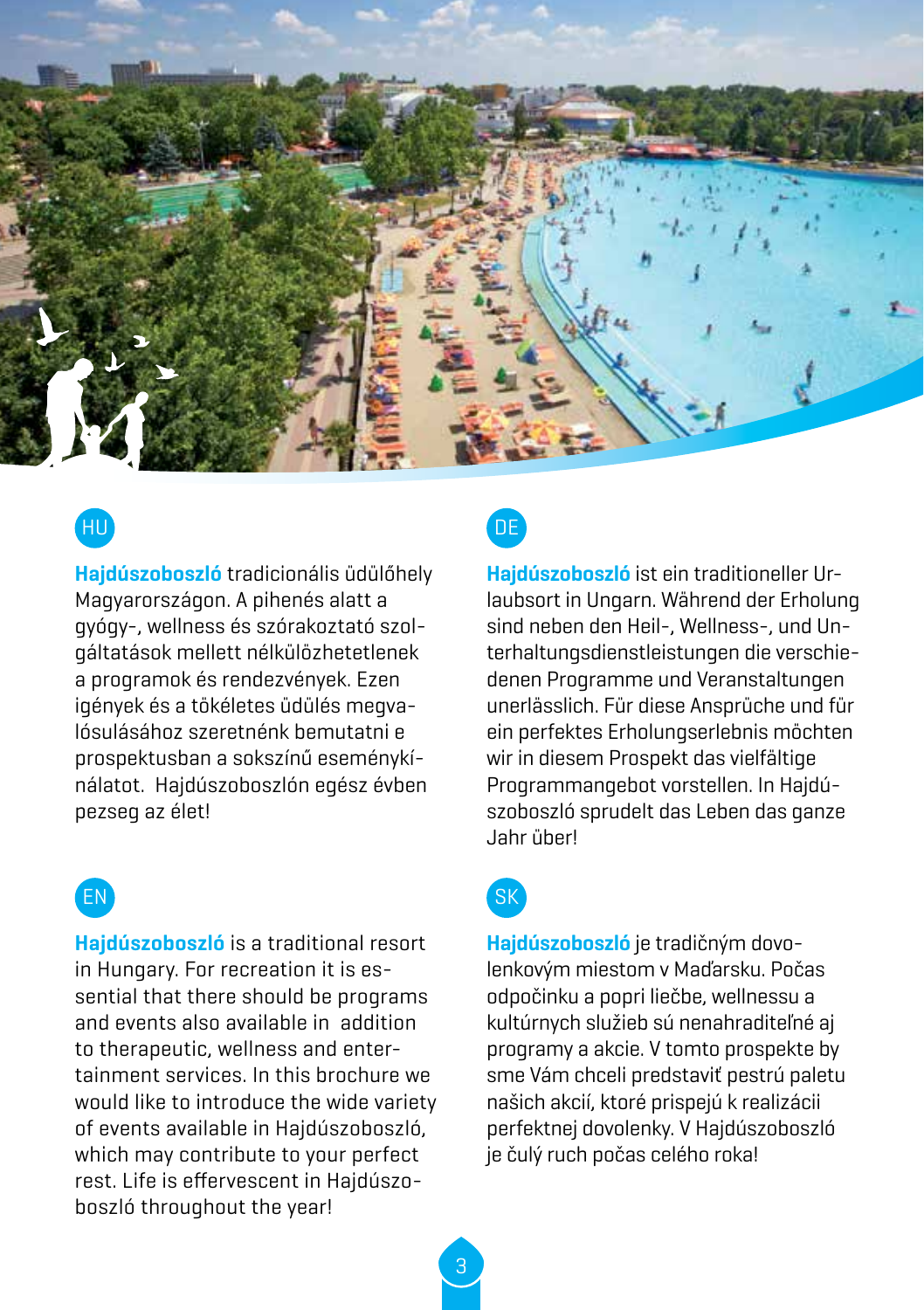## HU

**Hajdúszoboszló** tradicionális üdülőhely Magyarországon. A pihenés alatt a gyógy-, wellness és szórakoztató szolgáltatások mellett nélkülözhetetlenek a programok és rendezvények. Ezen igények és a tökéletes üdülés megvalósulásához szeretnénk bemutatni e prospektusban a sokszínű eseménykínálatot. Hajdúszoboszlón egész évben pezseg az élet!

## DE

**Hajdúszoboszló** ist ein traditioneller Urlaubsort in Ungarn. Während der Erholung sind neben den Heil-, Wellness-, und Unterhaltungsdienstleistungen die verschiedenen Programme und Veranstaltungen unerlässlich. Für diese Ansprüche und für ein perfektes Erholungserlebnis möchten wir in diesem Prospekt das vielfältige Programmangebot vorstellen. In Hajdúszoboszló sprudelt das Leben das ganze Jahr über!

## EN

**Hajdúszoboszló** is a traditional resort in Hungary. For recreation it is essential that there should be programs and events also available in addition to therapeutic, wellness and entertainment services. In this brochure we would like to introduce the wide variety of events available in Hajdúszoboszló, which may contribute to your perfect rest. Life is effervescent in Hajdúszoboszló throughout the year!

## SK

**Hajdúszoboszló** je tradičným dovolenkovým miestom v Maďarsku. Počas odpočinku a popri liečbe, wellnessu a kultúrnych služieb sú nenahraditeľné aj programy a akcie. V tomto prospekte by sme Vám chceli predstaviť pestrú paletu našich akcií, ktoré prispejú k realizácii perfektnej dovolenky. V Hajdúszoboszló je čulý ruch počas celého roka!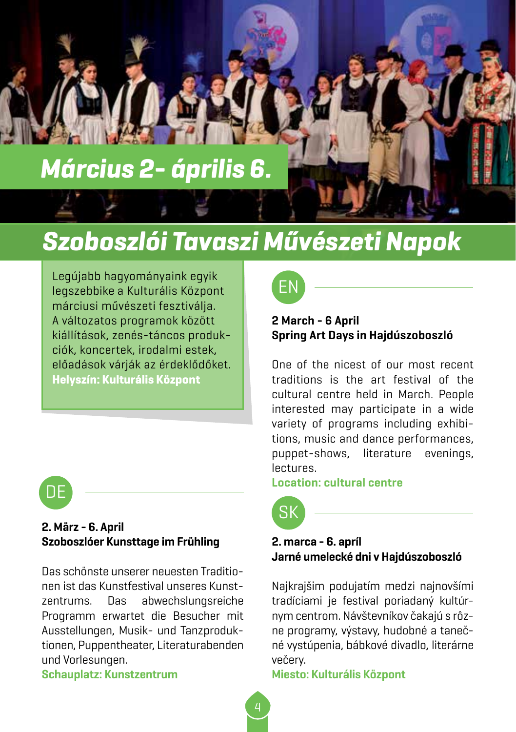## Március 2- április 6.

# Szoboszlói Tavaszi Művészeti Napok

Legújabb hagyományaink egyik legszebbike a Kulturális Központ márciusi művészeti fesztiválja. A változatos programok között kiállítások, zenés-táncos produkciók, koncertek, irodalmi estek, előadások várják az érdeklődőket.
**Helyszín: Kulturális Központ**

### EN

**2 March - 6 April**
**Spring Art Days in Hajdúszoboszló**

One of the nicest of our most recent traditions is the art festival of the cultural centre held in March. People interested may participate in a wide variety of programs including exhibitions, music and dance performances, puppet-shows, literature evenings, lectures.
**Location: cultural centre**

### DE

**2. März - 6. April**
**Szoboszlóer Kunsttage im Frühling**

Das schönste unserer neuesten Traditionen ist das Kunstfestival unseres Kunstzentrums. Das abwechslungsreiche Programm erwartet die Besucher mit Ausstellungen, Musik- und Tanzproduktionen, Puppentheater, Literaturabenden und Vorlesungen.
**Schauplatz: Kunstzentrum**

### SK

**2. marca - 6. apríl**
**Jarné umelecké dni v Hajdúszoboszló**

Najkrajším podujatím medzi najnovšími tradíciami je festival poriadaný kultúrnym centrom. Návštevníkov čakajú s rôzne programy, výstavy, hudobné a tanečné vystúpenia, bábkové divadlo, literárne večery.
**Miesto: Kulturális Központ**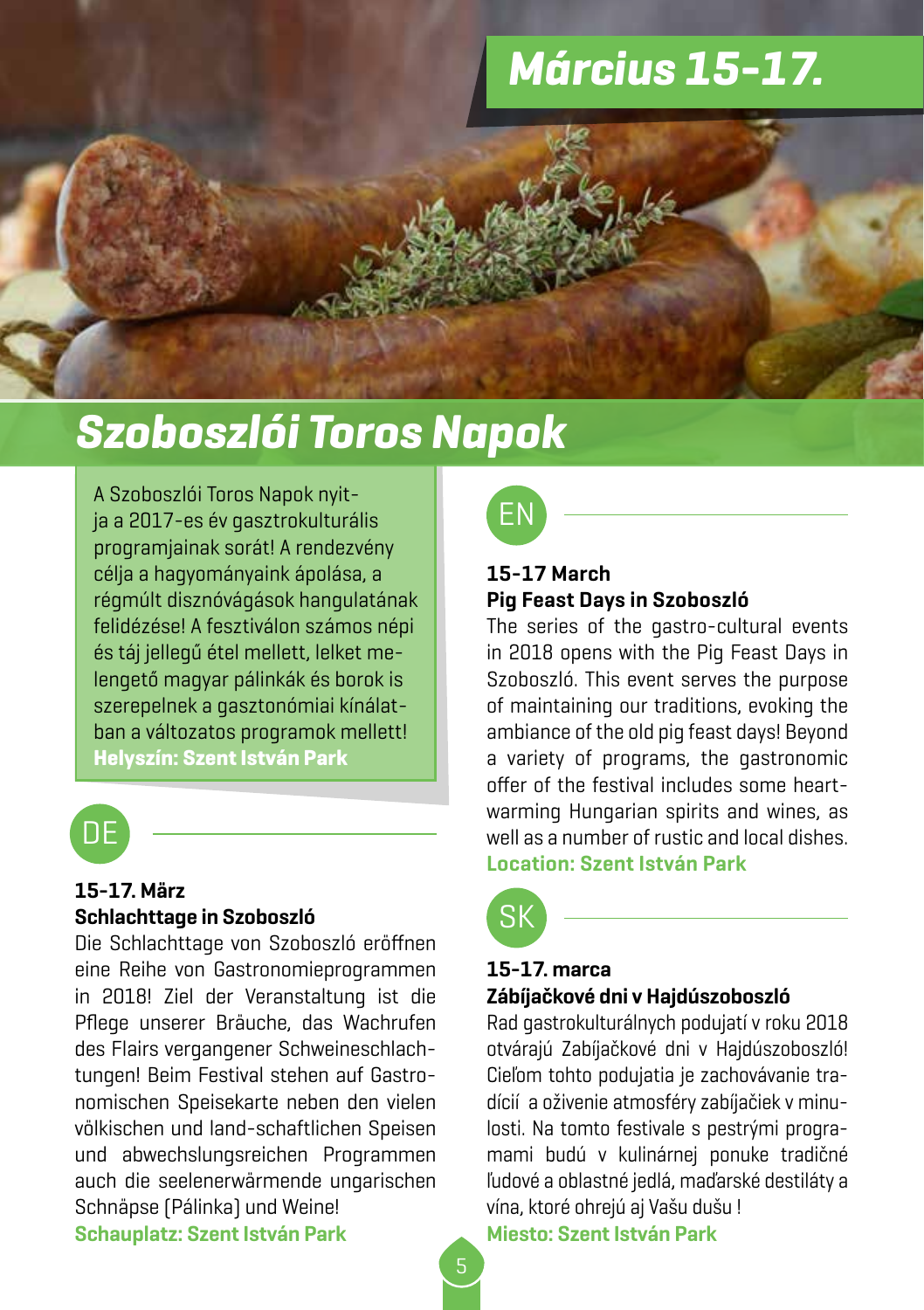## Március 15-17.

# Szoboszlói Toros Napok

A Szoboszlói Toros Napok nyitja a 2017-es év gasztrokulturális programjainak sorát! A rendezvény célja a hagyományaink ápolása, a régmúlt disznóvágások hangulatának felidézése! A fesztiválon számos népi és táj jellegű étel mellett, lelket melengető magyar pálinkák és borok is szerepelnek a gasztonómiai kínálatban a változatos programok mellett!
**Helyszín: Szent István Park**

### DE

**15-17. März**
**Schlachttage in Szoboszló**

Die Schlachttage von Szoboszló eröffnen eine Reihe von Gastronomieprogrammen in 2018! Ziel der Veranstaltung ist die Pflege unserer Bräuche, das Wachrufen des Flairs vergangener Schweineschlachtungen! Beim Festival stehen auf Gastronomischen Speisekarte neben den vielen völkischen und land-schaftlichen Speisen und abwechslungsreichen Programmen auch die seelenerwärmende ungarischen Schnäpse (Pálinka) und Weine!
**Schauplatz: Szent István Park**

### EN

**15-17 March**
**Pig Feast Days in Szoboszló**

The series of the gastro-cultural events in 2018 opens with the Pig Feast Days in Szoboszló. This event serves the purpose of maintaining our traditions, evoking the ambiance of the old pig feast days! Beyond a variety of programs, the gastronomic offer of the festival includes some heart-warming Hungarian spirits and wines, as well as a number of rustic and local dishes.
**Location: Szent István Park**

### SK

**15-17. marca**
**Zábíjačkové dni v Hajdúszoboszló**

Rad gastrokulturálnych podujatí v roku 2018 otvárajú Zábíjačkové dni v Hajdúszoboszló! Cieľom tohto podujatia je zachovávanie tradícií a oživenie atmosféry zabíjačiek v minulosti. Na tomto festivale s pestrými programami budú v kulinárnej ponuke tradičné ľudové a oblastné jedlá, maďarské destiláty a vína, ktoré ohrejú aj Vašu dušu !
**Miesto: Szent István Park**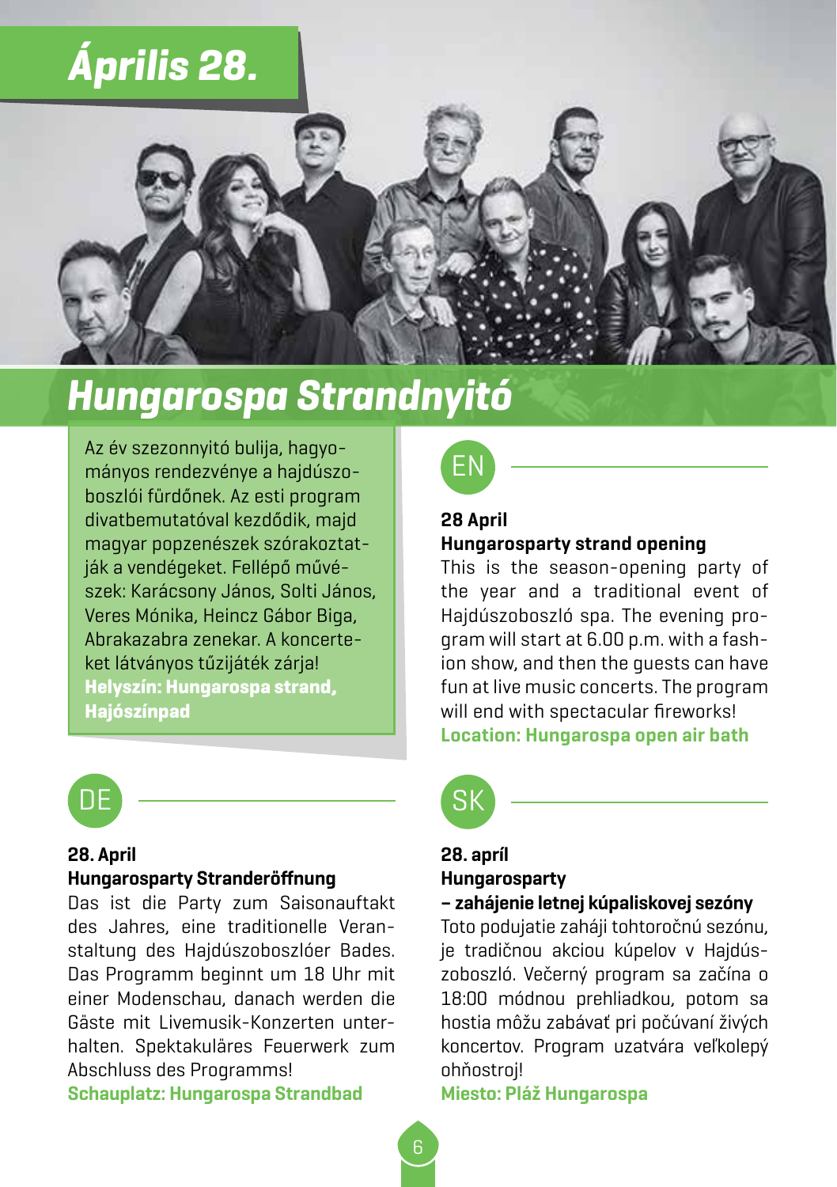# Április 28.

# Hungarospa Strandnyitó

Az év szezonnyitó bulija, hagyományos rendezvénye a hajdúszoboszlói fürdőnek. Az esti program divatbemutatóval kezdődik, majd magyar popzenészek szórakoztatják a vendégeket. Fellépő művészek: Karácsony János, Solti János, Veres Mónika, Heincz Gábor Biga, Abrakazabra zenekar. A koncerteket látványos tűzijáték zárja!
**Helyszín: Hungarospa strand, Hajószínpad**

## EN

**28 April**
**Hungarosparty strand opening**
This is the season-opening party of the year and a traditional event of Hajdúszoboszló spa. The evening program will start at 6.00 p.m. with a fashion show, and then the guests can have fun at live music concerts. The program will end with spectacular fireworks!
**Location: Hungarospa open air bath**

## DE

**28. April**
**Hungarosparty Stranderöffnung**
Das ist die Party zum Saisonauftakt des Jahres, eine traditionelle Veranstaltung des Hajdúszoboszlóer Bades. Das Programm beginnt um 18 Uhr mit einer Modenschau, danach werden die Gäste mit Livemusik-Konzerten unterhalten. Spektakuläres Feuerwerk zum Abschluss des Programms!
**Schauplatz: Hungarospa Strandbad**

## SK

**28. apríl**
**Hungarosparty – zahájenie letnej kúpaliskovej sezóny**
Toto podujatie zaháji tohtoročnú sezónu, je tradičnou akciou kúpelov v Hajdúszoboszló. Večerný program sa začína o 18:00 módnou prehliadkou, potom sa hostia môžu zabávať pri počúvaní živých koncertov. Program uzatvára veľkolepý ohňostroj!
**Miesto: Pláž Hungarospa**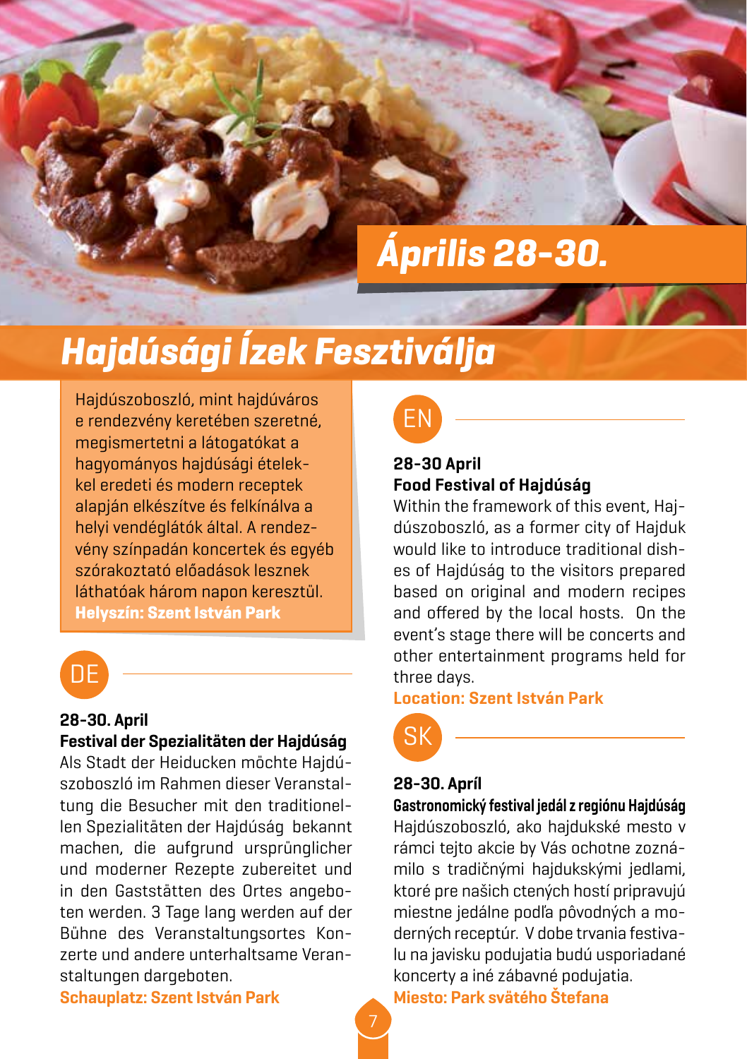## Április 28-30.

# Hajdúsági Ízek Fesztiválja

Hajdúszoboszló, mint hajdúváros e rendezvény keretében szeretné, megismertetni a látogatókat a hagyományos hajdúsági ételekkel eredeti és modern receptek alapján elkészítve és felkínálva a helyi vendéglátók által. A rendezvény színpadán koncertek és egyéb szórakoztató előadások lesznek láthatóak három napon keresztül.
**Helyszín: Szent István Park**

EN

**28-30 April**
**Food Festival of Hajdúság**
Within the framework of this event, Hajdúszoboszló, as a former city of Hajduk would like to introduce traditional dishes of Hajdúság to the visitors prepared based on original and modern recipes and offered by the local hosts. On the event's stage there will be concerts and other entertainment programs held for three days.
**Location: Szent István Park**

DE

**28-30. April**
**Festival der Spezialitäten der Hajdúság**
Als Stadt der Heiducken möchte Hajdúszoboszló im Rahmen dieser Veranstaltung die Besucher mit den traditionellen Spezialitäten der Hajdúság bekannt machen, die aufgrund ursprünglicher und moderner Rezepte zubereitet und in den Gaststätten des Ortes angeboten werden. 3 Tage lang werden auf der Bühne des Veranstaltungsortes Konzerte und andere unterhaltsame Veranstaltungen dargeboten.
**Schauplatz: Szent István Park**

SK

**28-30. Apríl**
**Gastronomický festival jedál z regiónu Hajdúság**
Hajdúszoboszló, ako hajdukské mesto v rámci tejto akcie by Vás ochotne zoznámilo s tradičnými hajdukskými jedlami, ktoré pre našich ctených hostí pripravujú miestne jedálne podľa pôvodných a moderných receptúr. V dobe trvania festivalu na javisku podujatia budú usporiadané koncerty a iné zábavné podujatia.
**Miesto: Park svätého Štefana**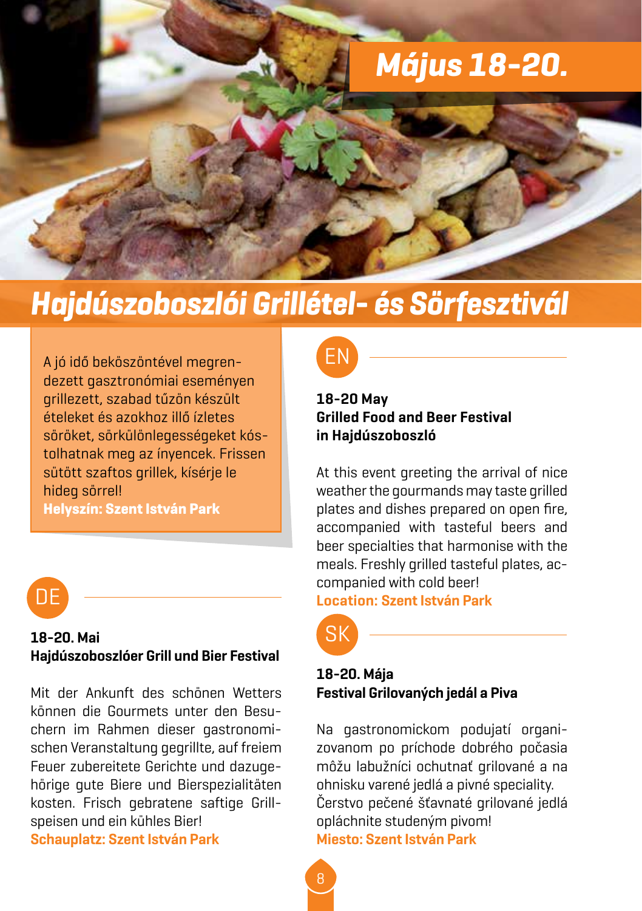## Május 18-20.

# Hajdúszoboszlói Grillétel- és Sörfesztivál

A jó idő beköszöntével megrendezett gasztronómiai eseményen grillezett, szabad tűzön készült ételeket és azokhoz illő ízletes söröket, sörkülönlegességeket kóstolhatnak meg az ínyencek. Frissen sütött szaftos grillek, kísérje le hideg sörrel!
**Helyszín: Szent István Park**

### EN

**18-20 May**
**Grilled Food and Beer Festival in Hajdúszoboszló**

At this event greeting the arrival of nice weather the gourmands may taste grilled plates and dishes prepared on open fire, accompanied with tasteful beers and beer specialties that harmonise with the meals. Freshly grilled tasteful plates, accompanied with cold beer!
**Location: Szent István Park**

### DE

**18-20. Mai**
**Hajdúszoboszlóer Grill und Bier Festival**

Mit der Ankunft des schönen Wetters können die Gourmets unter den Besuchern im Rahmen dieser gastronomischen Veranstaltung gegrillte, auf freiem Feuer zubereitete Gerichte und dazugehörige gute Biere und Bierspezialitäten kosten. Frisch gebratene saftige Grillspeisen und ein kühles Bier!
**Schauplatz: Szent István Park**

### SK

**18-20. Mája**
**Festival Grilovaných jedál a Piva**

Na gastronomickom podujatí organizovanom po príchode dobrého počasia môžu labužníci ochutnať grilované a na ohnisku varené jedlá a pivné speciality. Čerstvo pečené šťavnaté grilované jedlá opláchnite studeným pivom!
**Miesto: Szent István Park**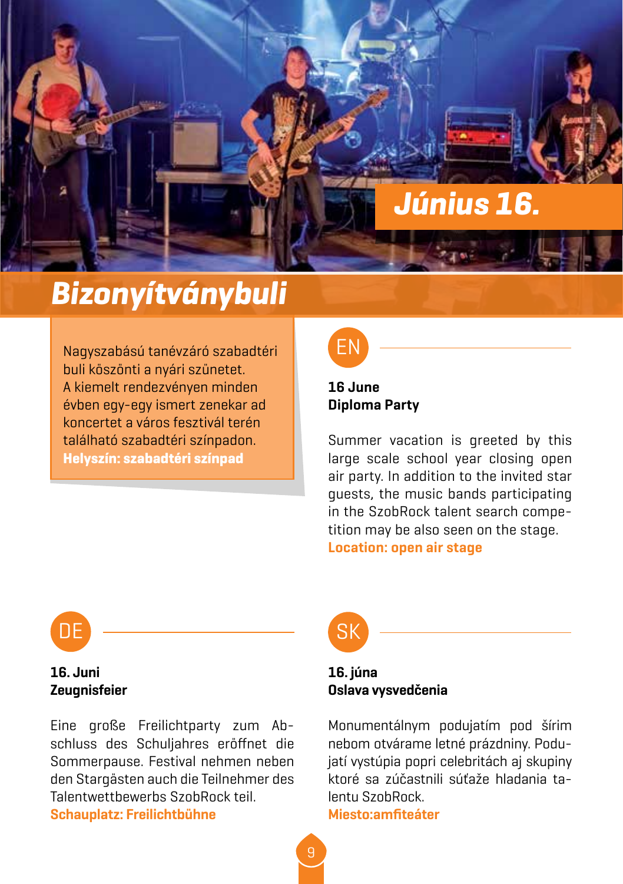## Június 16.

# Bizonyítványbuli

Nagyszabású tanévzáró szabadtéri buli köszönti a nyári szünetet. A kiemelt rendezvényen minden évben egy-egy ismert zenekar ad koncertet a város fesztivál terén található szabadtéri színpadon.
**Helyszín: szabadtéri színpad**

### EN

**16 June**
**Diploma Party**

Summer vacation is greeted by this large scale school year closing open air party. In addition to the invited star guests, the music bands participating in the SzobRock talent search competition may be also seen on the stage.
**Location: open air stage**

### DE

**16. Juni**
**Zeugnisfeier**

Eine große Freilichtparty zum Abschluss des Schuljahres eröffnet die Sommerpause. Festival nehmen neben den Stargästen auch die Teilnehmer des Talentwettbewerbs SzobRock teil.
**Schauplatz: Freilichtbühne**

### SK

**16. júna**
**Oslava vysvedčenia**

Monumentálnym podujatím pod šírim nebom otvárame letné prázdniny. Podujatí vystúpia popri celebritách aj skupiny ktoré sa zúčastnili súťaže hladania talentu SzobRock.
**Miesto:amfiteáter**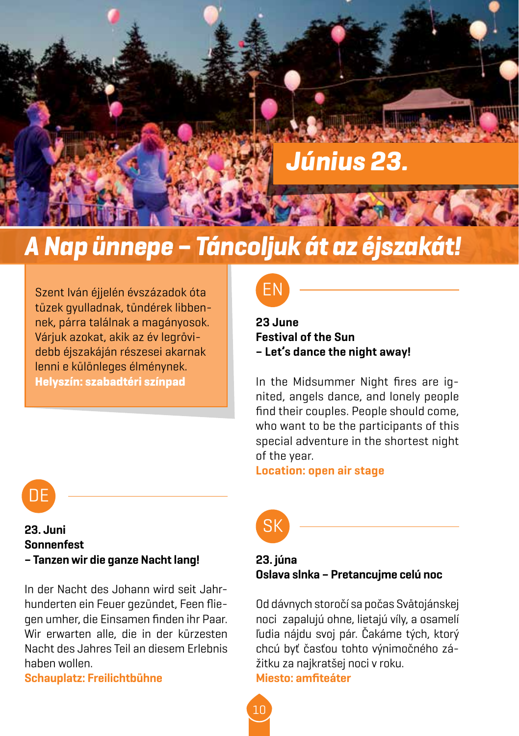# Június 23.

## A Nap ünnepe – Táncoljuk át az éjszakát!

Szent Iván éjjelén évszázadok óta tüzek gyulladnak, tündérek libbennek, párra találnak a magányosok. Várjuk azokat, akik az év legrövidebb éjszakáján részesei akarnak lenni e különleges élménynek.
**Helyszín: szabadtéri színpad**

### EN

**23 June**
**Festival of the Sun**
**– Let's dance the night away!**

In the Midsummer Night fires are ignited, angels dance, and lonely people find their couples. People should come, who want to be the participants of this special adventure in the shortest night of the year.
**Location: open air stage**

### DE

**23. Juni**
**Sonnenfest**
**– Tanzen wir die ganze Nacht lang!**

In der Nacht des Johann wird seit Jahrhunderten ein Feuer gezündet, Feen fliegen umher, die Einsamen finden ihr Paar. Wir erwarten alle, die in der kürzesten Nacht des Jahres Teil an diesem Erlebnis haben wollen.
**Schauplatz: Freilichtbühne**

### SK

**23. júna**
**Oslava slnka – Pretancujme celú noc**

Od dávnych storočí sa počas Svätojánskej noci zapaľujú ohne, lietajú víly, a osamelí ľudia nájdu svoj pár. Čakáme tých, ktorý chcú byť časťou tohto výnimočného zážitku za najkratšej noci v roku.
**Miesto: amfiteáter**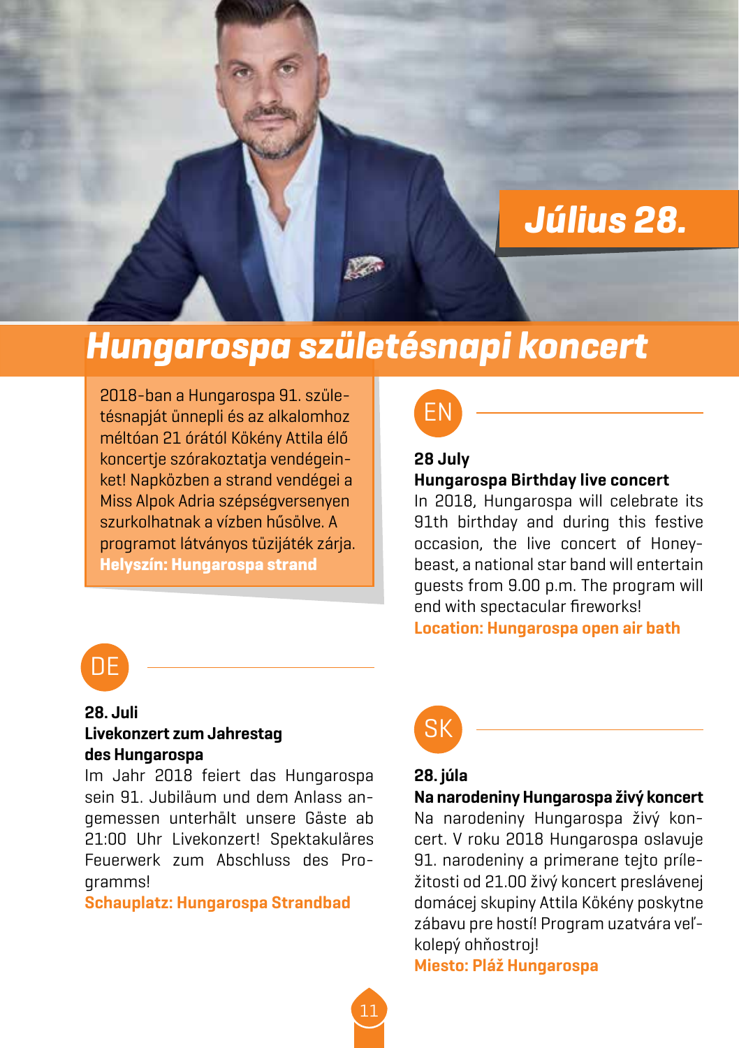**Július 28.**

# Hungarospa születésnapi koncert

2018-ban a Hungarospa 91. születésnapját ünnepli és az alkalomhoz méltóan 21 órától Kökény Attila élő koncertje szórakoztatja vendégeinket! Napközben a strand vendégei a Miss Alpok Adria szépségversenyen szurkolhatnak a vízben hűsölve. A programot látványos tűzijáték zárja.
**Helyszín: Hungarospa strand**

## EN

**28 July**
**Hungarospa Birthday live concert**
In 2018, Hungarospa will celebrate its 91th birthday and during this festive occasion, the live concert of Honey-beast, a national star band will entertain guests from 9.00 p.m. The program will end with spectacular fireworks!
**Location: Hungarospa open air bath**

## DE

**28. Juli**
**Livekonzert zum Jahrestag des Hungarospa**
Im Jahr 2018 feiert das Hungarospa sein 91. Jubiläum und dem Anlass angemessen unterhält unsere Gäste ab 21:00 Uhr Livekonzert! Spektakuläres Feuerwerk zum Abschluss des Programms!
**Schauplatz: Hungarospa Strandbad**

## SK

**28. júla**
**Na narodeniny Hungarospa živý koncert**
Na narodeniny Hungarospa živý koncert. V roku 2018 Hungarospa oslavuje 91. narodeniny a primerane tejto príležitosti od 21.00 živý koncert preslávenej domácej skupiny Attila Kökény poskytne zábavu pre hostí! Program uzatvára veľkolepý ohňostroj!
**Miesto: Pláž Hungarospa**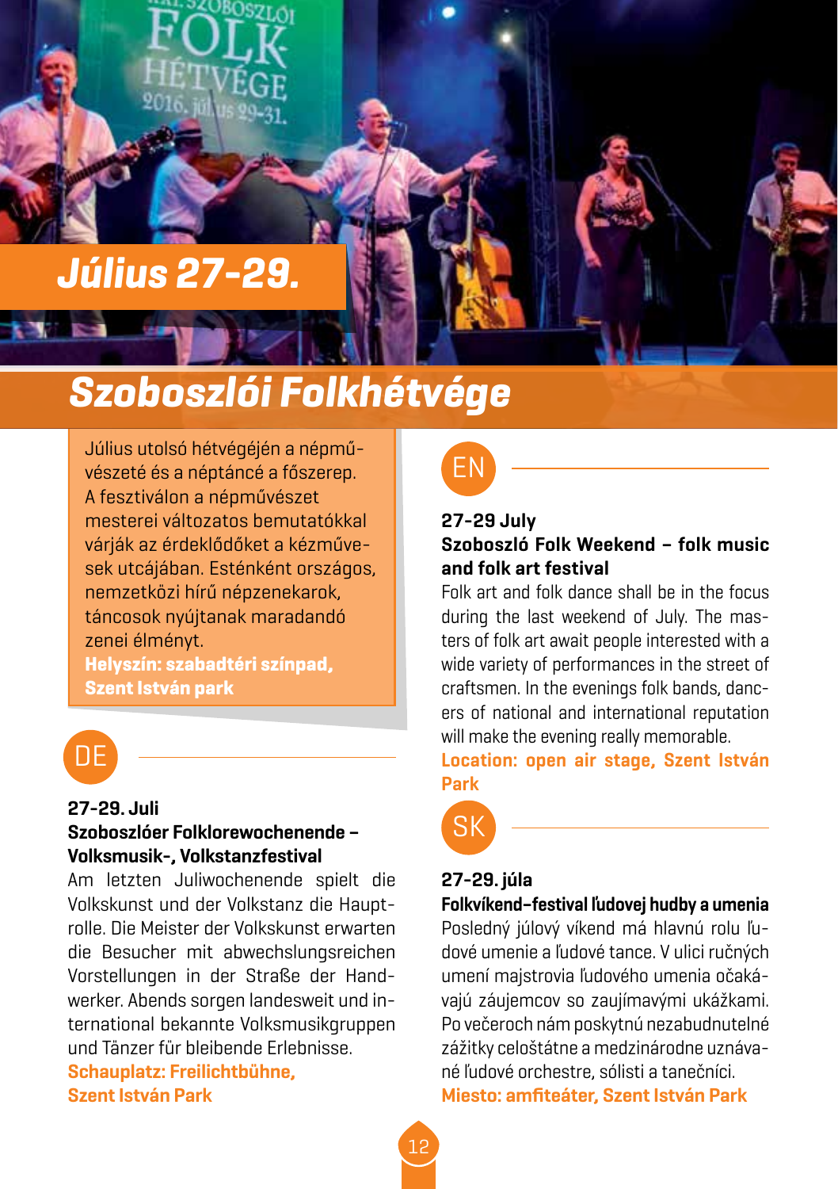# Július 27-29.

## Szoboszlói Folkhétvége

Július utolsó hétvégéjén a népművészeté és a néptáncé a főszerep. A fesztiválon a népművészet mesterei változatos bemutatókkal várják az érdeklődőket a kézművesek utcájában. Esténként országos, nemzetközi hírű népzenekarok, táncosok nyújtanak maradandó zenei élményt.

**Helyszín: szabadtéri színpad, Szent István park**

### DE

**27-29. Juli**
**Szoboszlóer Folklorewochenende – Volksmusik-, Volkstanzfestival**

Am letzten Juliwochenende spielt die Volkskunst und der Volkstanz die Hauptrolle. Die Meister der Volkskunst erwarten die Besucher mit abwechslungsreichen Vorstellungen in der Straße der Handwerker. Abends sorgen landesweit und international bekannte Volksmusikgruppen und Tänzer für bleibende Erlebnisse.

**Schauplatz: Freilichtbühne, Szent István Park**

### EN

**27-29 July**
**Szoboszló Folk Weekend – folk music and folk art festival**

Folk art and folk dance shall be in the focus during the last weekend of July. The masters of folk art await people interested with a wide variety of performances in the street of craftsmen. In the evenings folk bands, dancers of national and international reputation will make the evening really memorable.

**Location: open air stage, Szent István Park**

### SK

**27-29. júla**
**Folkvíkend–festival ľudovej hudby a umenia**

Posledný júlový víkend má hlavnú rolu ľudové umenie a ľudové tance. V ulici ručných umení majstrovia ľudového umenia očakávajú záujemcov so zaujímavými ukážkami. Po večeroch nám poskytnú nezabudnuteľné zážitky celoštátne a medzinárodne uznávané ľudové orchestre, sólisti a tanečníci.

**Miesto: amfiteáter, Szent István Park**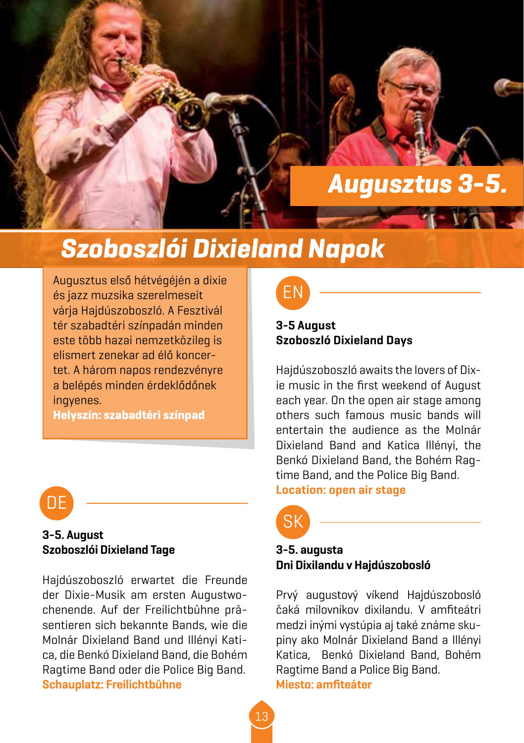# Augusztus 3-5.

## Szoboszlói Dixieland Napok

Augusztus első hétvégéjén a dixie és jazz muzsika szerelmeseit várja Hajdúszoboszló. A Fesztivál tér szabadtéri színpadán minden este több hazai nemzetközileg is elismert zenekar ad élő koncertet. A három napos rendezvényre a belépés minden érdeklődőnek ingyenes.

**Helyszín: szabadtéri színpad**

### EN

**3-5 August**
**Szoboszló Dixieland Days**

Hajdúszoboszló awaits the lovers of Dixie music in the first weekend of August each year. On the open air stage among others such famous music bands will entertain the audience as the Molnár Dixieland Band and Katica Illényi, the Benkó Dixieland Band, the Bohém Ragtime Band, and the Police Big Band.

**Location: open air stage**

### DE

**3-5. August**
**Szoboszlói Dixieland Tage**

Hajdúszoboszló erwartet die Freunde der Dixie-Musik am ersten Augustwochenende. Auf der Freilichtbühne präsentieren sich bekannte Bands, wie die Molnár Dixieland Band und Illényi Katica, die Benkó Dixieland Band, die Bohém Ragtime Band oder die Police Big Band.

**Schauplatz: Freilichtbühne**

### SK

**3-5. augusta**
**Dni Dixilandu v Hajdúszobosló**

Prvý augustový víkend Hajdúszobosló čaká milovníkov dixilandu. V amfiteátri medzi inými vystúpia aj také známe skupiny ako Molnár Dixieland Band a Illényi Katica, Benkó Dixieland Band, Bohém Ragtime Band a Police Big Band.

**Miesto: amfiteáter**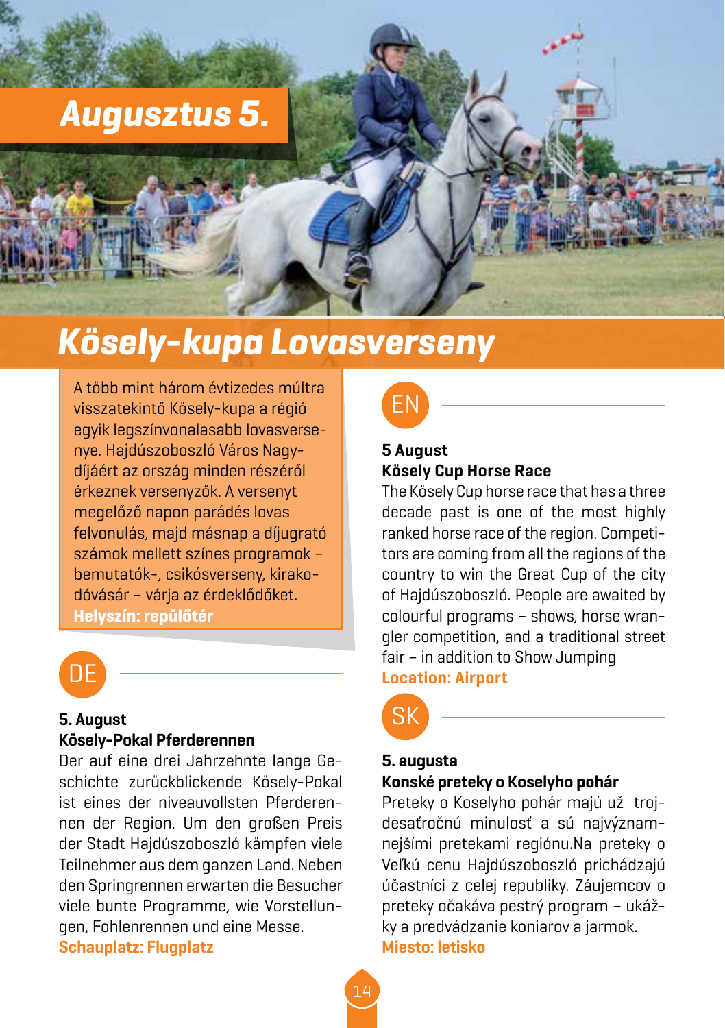# Augusztus 5.

# Kösely-kupa Lovasverseny

A több mint három évtizedes múltra visszatekintő Kösely-kupa a régió egyik legszínvonalasabb lovasversenye. Hajdúszoboszló Város Nagydíjáért az ország minden részéről érkeznek versenyzők. A versenyt megelőző napon parádés lovas felvonulás, majd másnap a díjugrató számok mellett színes programok – bemutatók-, csikósverseny, kirakodóvásár – várja az érdeklődőket.
**Helyszín: repülőtér**

## DE

**5. August**
**Kösely-Pokal Pferderennen**

Der auf eine drei Jahrzehnte lange Geschichte zurückblickende Kösely-Pokal ist eines der niveauvollsten Pferderennen der Region. Um den großen Preis der Stadt Hajdúszoboszló kämpfen viele Teilnehmer aus dem ganzen Land. Neben den Springrennen erwarten die Besucher viele bunte Programme, wie Vorstellungen, Fohlenrennen und eine Messe.
**Schauplatz: Flugplatz**

## EN

**5 August**
**Kösely Cup Horse Race**

The Kösely Cup horse race that has a three decade past is one of the most highly ranked horse race of the region. Competitors are coming from all the regions of the country to win the Great Cup of the city of Hajdúszoboszló. People are awaited by colourful programs – shows, horse wrangler competition, and a traditional street fair – in addition to Show Jumping
**Location: Airport**

## SK

**5. augusta**
**Konské preteky o Koselyho pohár**

Preteky o Koselyho pohár majú už trojdesaťročnú minulosť a sú najvýznamnejšími pretekami regiónu.Na preteky o Veľkú cenu Hajdúszoboszló prichádzajú účastníci z celej republiky. Záujemcov o preteky očakáva pestrý program – ukážky a predvádzanie koniarov a jarmok.
**Miesto: letisko**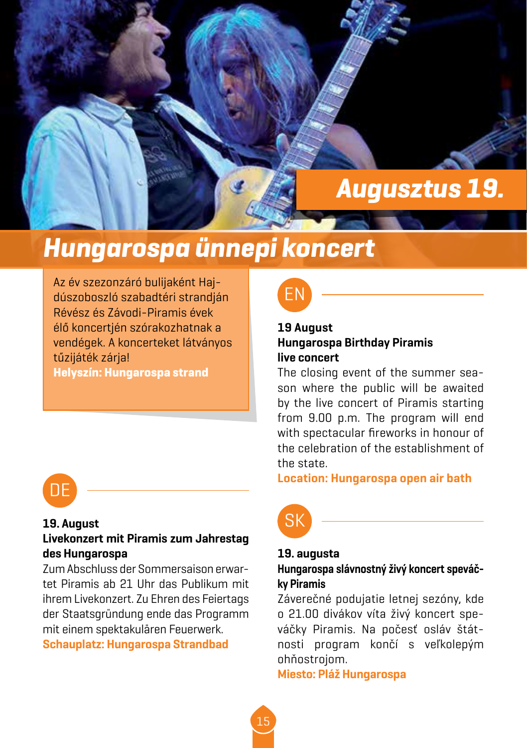## Augusztus 19.

# Hungarospa ünnepi koncert

Az év szezonzáró bulijaként Hajdúszoboszló szabadtéri strandján Révész és Závodi-Piramis évek élő koncertjén szórakozhatnak a vendégek. A koncerteket látványos tűzijáték zárja!

**Helyszín: Hungarospa strand**

### EN

**19 August**
**Hungarospa Birthday Piramis live concert**

The closing event of the summer season where the public will be awaited by the live concert of Piramis starting from 9.00 p.m. The program will end with spectacular fireworks in honour of the celebration of the establishment of the state.

**Location: Hungarospa open air bath**

### DE

**19. August**
**Livekonzert mit Piramis zum Jahrestag des Hungarospa**

Zum Abschluss der Sommersaison erwartet Piramis ab 21 Uhr das Publikum mit ihrem Livekonzert. Zu Ehren des Feiertags der Staatsgründung ende das Programm mit einem spektakulären Feuerwerk.

**Schauplatz: Hungarospa Strandbad**

### SK

**19. augusta**
**Hungarospa slávnostný živý koncert speváčky Piramis**

Záverečné podujatie letnej sezóny, kde o 21.00 divákov víta živý koncert speváčky Piramis. Na počesť osláv štátnosti program končí s veľkolepým ohňostrojom.

**Miesto: Pláž Hungarospa**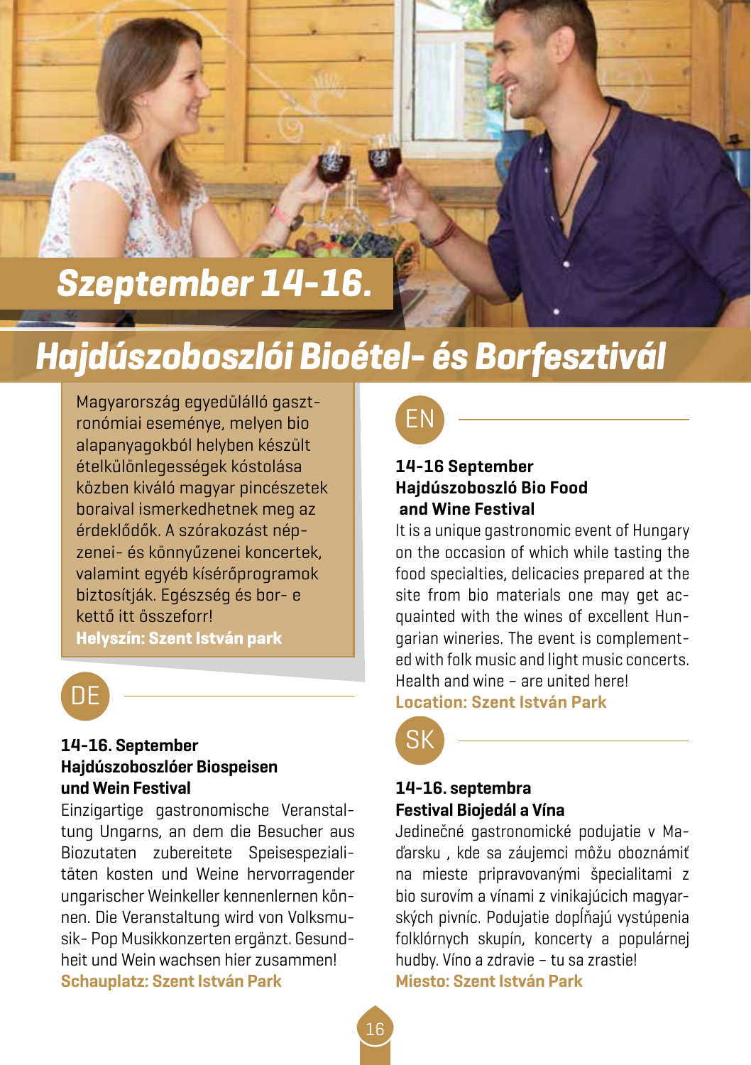## Szeptember 14-16.

# Hajdúszoboszlói Bioétel- és Borfesztivál

Magyarország egyedülálló gasztronómiai eseménye, melyen bio alapanyagokból helyben készült ételkülönlegességek kóstolása közben kiváló magyar pincészetek boraival ismerkedhetnek meg az érdeklődők. A szórakozást népzenei- és könnyűzenei koncertek, valamint egyéb kísérőprogramok biztosítják. Egészség és bor- e kettő itt összeforr!

**Helyszín: Szent István park**

### DE

**14-16. September**
**Hajdúszoboszlóer Biospeisen und Wein Festival**

Einzigartige gastronomische Veranstaltung Ungarns, an dem die Besucher aus Biozutaten zubereitete Speisespezialitäten kosten und Weine hervorragender ungarischer Weinkeller kennenlernen können. Die Veranstaltung wird von Volksmusik- Pop Musikkonzerten ergänzt. Gesundheit und Wein wachsen hier zusammen!

**Schauplatz: Szent István Park**

### EN

**14-16 September**
**Hajdúszoboszló Bio Food and Wine Festival**

It is a unique gastronomic event of Hungary on the occasion of which while tasting the food specialties, delicacies prepared at the site from bio materials one may get acquainted with the wines of excellent Hungarian wineries. The event is complemented with folk music and light music concerts. Health and wine – are united here!

**Location: Szent István Park**

### SK

**14-16. septembra**
**Festival Biojedál a Vína**

Jedinečné gastronomické podujatie v Maďarsku , kde sa záujemci môžu oboznámiť na mieste pripravovanými špecialitami z bio surovím a vínami z vinikajúcich magyarských pivníc. Podujatie dopĺňajú vystúpenia folklórnych skupín, koncerty a populárnej hudby. Víno a zdravie – tu sa zrastie!

**Miesto: Szent István Park**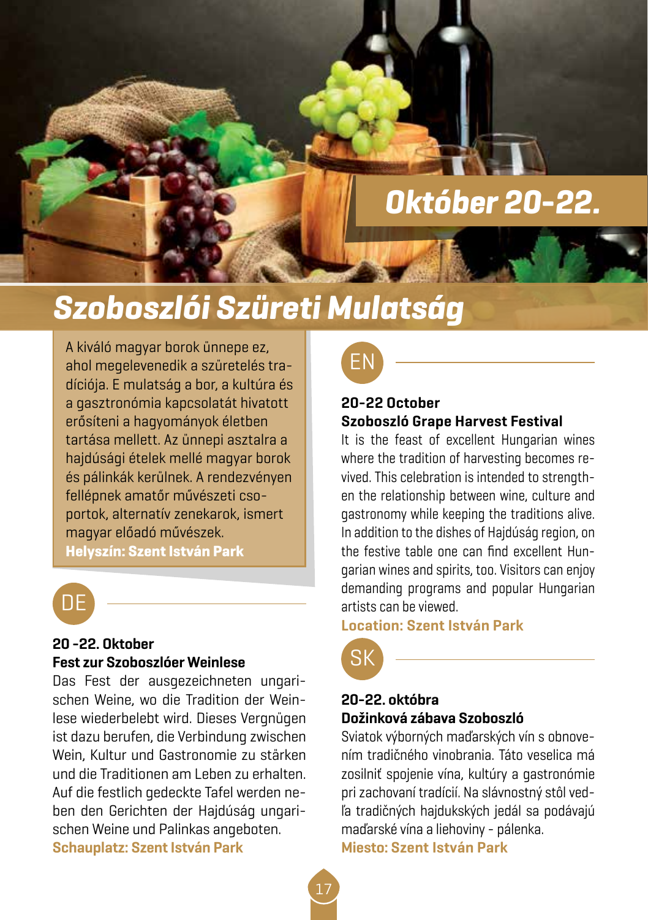## Október 20-22.

# Szoboszlói Szüreti Mulatság

A kiváló magyar borok ünnepe ez, ahol megelevenedik a szüretelés tradíciója. E mulatság a bor, a kultúra és a gasztronómia kapcsolatát hivatott erősíteni a hagyományok életben tartása mellett. Az ünnepi asztalra a hajdúsági ételek mellé magyar borok és pálinkák kerülnek. A rendezvényen fellépnek amatőr művészeti csoportok, alternatív zenekarok, ismert magyar előadó művészek.

**Helyszín: Szent István Park**

DE

**20 -22. Oktober**
**Fest zur Szoboszlóer Weinlese**

Das Fest der ausgezeichneten ungarischen Weine, wo die Tradition der Weinlese wiederbelebt wird. Dieses Vergnügen ist dazu berufen, die Verbindung zwischen Wein, Kultur und Gastronomie zu stärken und die Traditionen am Leben zu erhalten. Auf die festlich gedeckte Tafel werden neben den Gerichten der Hajdúság ungarischen Weine und Palinkas angeboten.

**Schauplatz: Szent István Park**

EN

**20-22 October**
**Szoboszló Grape Harvest Festival**

It is the feast of excellent Hungarian wines where the tradition of harvesting becomes revived. This celebration is intended to strengthen the relationship between wine, culture and gastronomy while keeping the traditions alive. In addition to the dishes of Hajdúság region, on the festive table one can find excellent Hungarian wines and spirits, too. Visitors can enjoy demanding programs and popular Hungarian artists can be viewed.

**Location: Szent István Park**

SK

**20-22. októbra**
**Dožinková zábava Szoboszló**

Sviatok výborných maďarských vín s obnovením tradičného vinobrania. Táto veselica má zosilniť spojenie vína, kultúry a gastronómie pri zachovaní tradícií. Na slávnostný stôl vedľa tradičných hajdukských jedál sa podávajú maďarské vína a liehoviny - pálenka.

**Miesto: Szent István Park**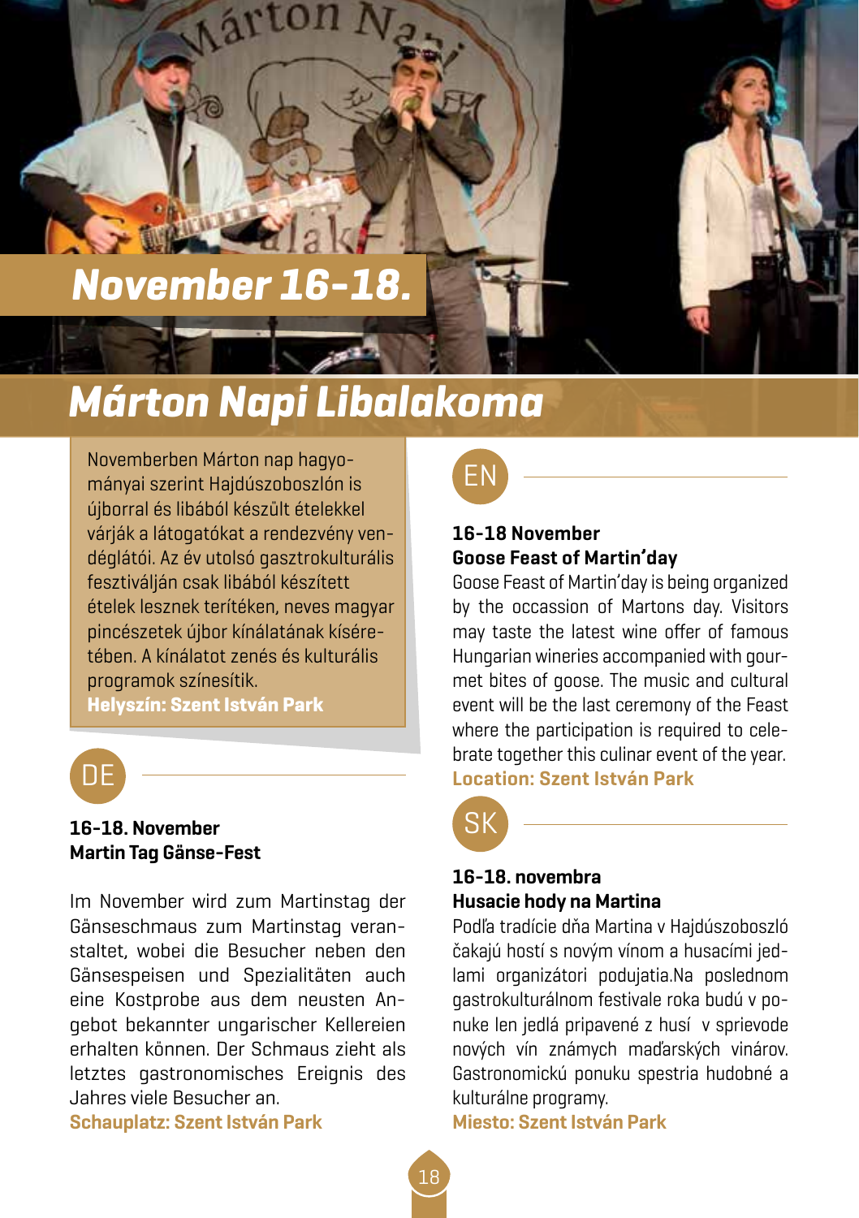# November 16-18.

## Márton Napi Libalakoma

Novemberben Márton nap hagyományai szerint Hajdúszoboszlón is újborral és libából készült ételekkel várják a látogatókat a rendezvény vendéglátói. Az év utolsó gasztrokulturális fesztiválján csak libából készített ételek lesznek terítéken, neves magyar pincészetek újbor kínálatának kíséretében. A kínálatot zenés és kulturális programok színesítik.
**Helyszín: Szent István Park**

### DE

**16-18. November**
**Martin Tag Gänse-Fest**

Im November wird zum Martinstag der Gänseschmaus zum Martinstag veranstaltet, wobei die Besucher neben den Gänsespeisen und Spezialitäten auch eine Kostprobe aus dem neusten Angebot bekannter ungarischer Kellereien erhalten können. Der Schmaus zieht als letztes gastronomisches Ereignis des Jahres viele Besucher an.
**Schauplatz: Szent István Park**

### EN

**16-18 November**
**Goose Feast of Martin'day**

Goose Feast of Martin'day is being organized by the occassion of Martons day. Visitors may taste the latest wine offer of famous Hungarian wineries accompanied with gourmet bites of goose. The music and cultural event will be the last ceremony of the Feast where the participation is required to celebrate together this culinar event of the year.
**Location: Szent István Park**

### SK

**16-18. novembra**
**Husacie hody na Martina**

Podľa tradície dňa Martina v Hajdúszoboszló čakajú hostí s novým vínom a husacími jedlami organizátori podujatia.Na poslednom gastrokultúrnom festivale roka budú v ponuke len jedlá pripavené z husí v sprievode nových vín známych maďarských vinárov. Gastronomickú ponuku spestria hudobné a kulturálne programy.
**Miesto: Szent István Park**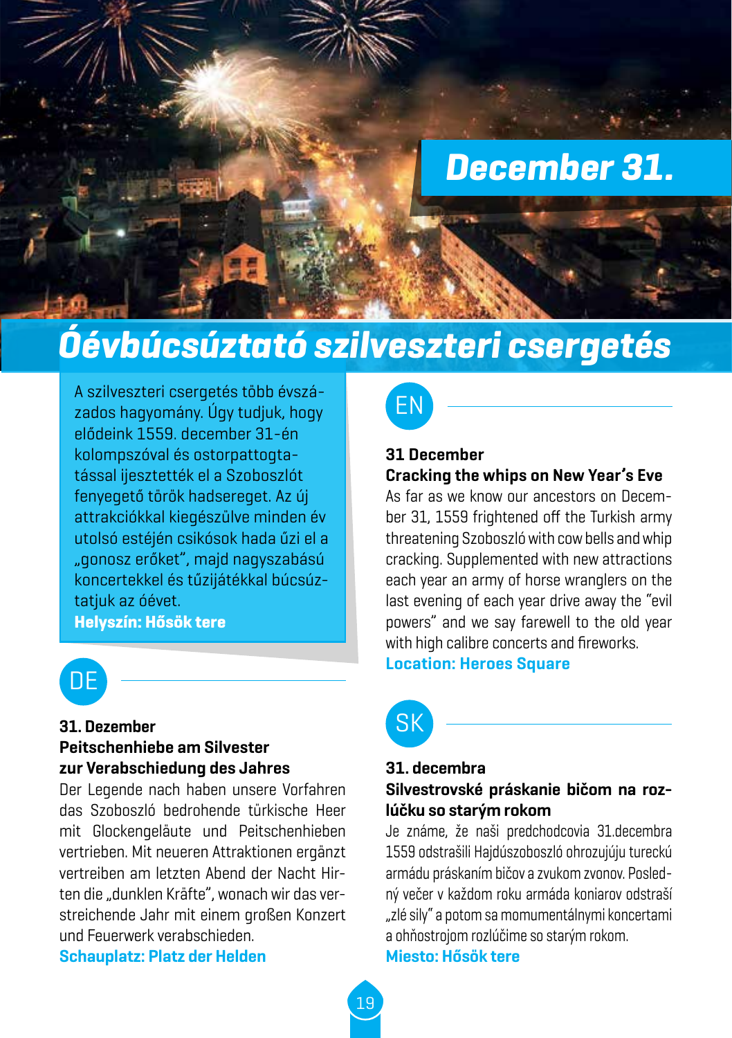# December 31.

## Óévbúcsúztató szilveszteri csergetés

A szilveszteri csergetés több évszázados hagyomány. Úgy tudjuk, hogy elődeink 1559. december 31-én kolompszóval és ostorpattogtatással ijesztették el a Szoboszlót fenyegető török hadsereget. Az új attrakciókkal kiegészülve minden év utolsó estéjén csikósok hada űzi el a „gonosz erőket", majd nagyszabású koncertekkel és tűzijátékkal búcsúztatjuk az óévet.

**Helyszín: Hősök tere**

### EN

**31 December**
**Cracking the whips on New Year's Eve**

As far as we know our ancestors on December 31, 1559 frightened off the Turkish army threatening Szoboszló with cow bells and whip cracking. Supplemented with new attractions each year an army of horse wranglers on the last evening of each year drive away the "evil powers" and we say farewell to the old year with high calibre concerts and fireworks.

**Location: Heroes Square**

### DE

**31. Dezember**
**Peitschenhiebe am Silvester zur Verabschiedung des Jahres**

Der Legende nach haben unsere Vorfahren das Szoboszló bedrohende türkische Heer mit Glockengeläute und Peitschenhieben vertrieben. Mit neueren Attraktionen ergänzt vertreiben am letzten Abend der Nacht Hirten die „dunklen Kräfte", wonach wir das verstreichende Jahr mit einem großen Konzert und Feuerwerk verabschieden.

**Schauplatz: Platz der Helden**

### SK

**31. decembra**
**Silvestrovské práskanie bičom na rozlúčku so starým rokom**

Je známe, že naši predchodcovia 31.decembra 1559 odstrašili Hajdúszoboszló ohrozujúju tureckú armádu práskaním bičov a zvukom zvonov. Posledný večer v každom roku armáda koniarov odstraší „zlé sily" a potom sa momumentálnymi koncertami a ohňostrojom rozlúčime so starým rokom.

**Miesto: Hősök tere**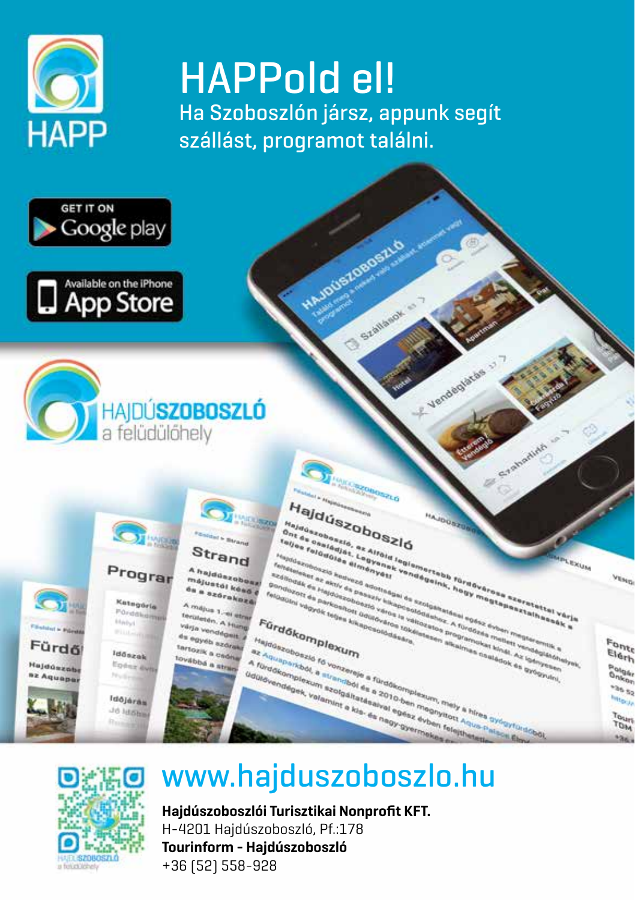HAPP

# HAPPold el!

Ha Szoboszlón jársz, appunk segít szállást, programot találni.

GET IT ON Google play

Available on the iPhone App Store

HAJDÚSZOBOSZLÓ a felüdülőhely

## www.hajduszoboszlo.hu

**Hajdúszoboszlói Turisztikai Nonprofit KFT.**
H-4201 Hajdúszoboszló, Pf.:178
**Tourinform - Hajdúszoboszló**
+36 (52) 558-928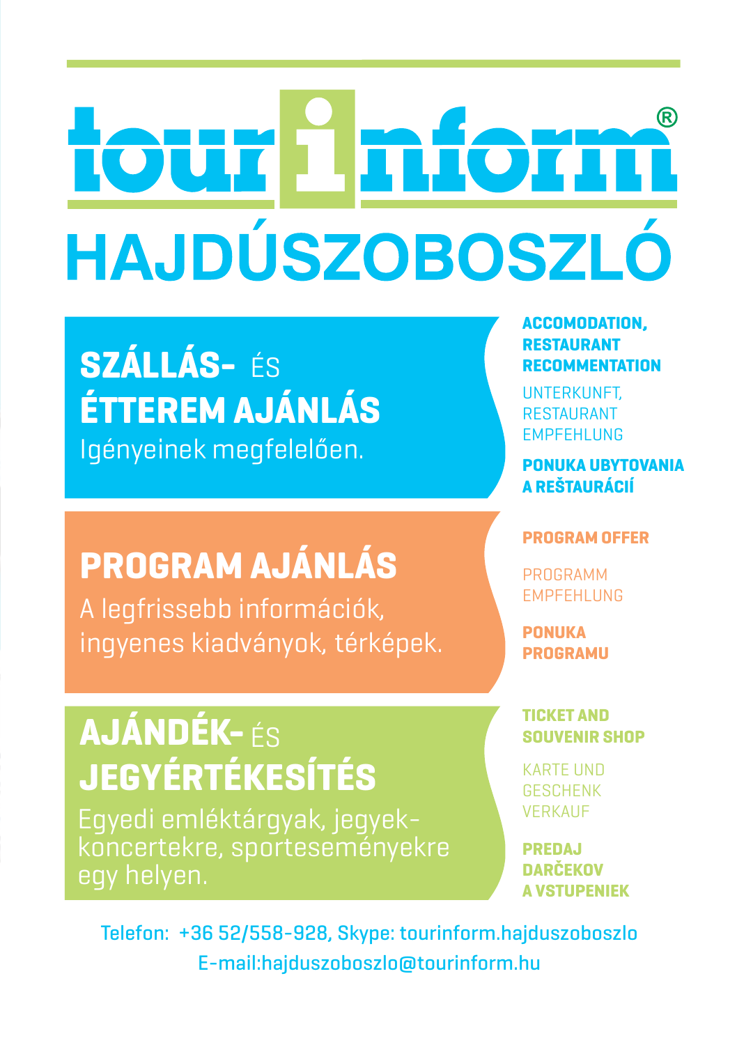# tourinform®

# HAJDÚSZOBOSZLÓ

## SZÁLLÁS- ÉS ÉTTEREM AJÁNLÁS

Igényeinek megfelelően.

**ACCOMODATION, RESTAURANT RECOMMENTATION**

UNTERKUNFT, RESTAURANT EMPFEHLUNG

**PONUKA UBYTOVANIA A REŠTAURÁCIÍ**

## PROGRAM AJÁNLÁS

A legfrissebb információk, ingyenes kiadványok, térképek.

**PROGRAM OFFER**

PROGRAMM EMPFEHLUNG

**PONUKA PROGRAMU**

## AJÁNDÉK- ÉS JEGYÉRTÉKESÍTÉS

Egyedi emléktárgyak, jegyek- koncertekre, sporteseményekre egy helyen.

**TICKET AND SOUVENIR SHOP**

KARTE UND GESCHENK VERKAUF

**PREDAJ DARČEKOV A VSTUPENIEK**

Telefon: +36 52/558-928, Skype: tourinform.hajduszoboszlo
E-mail:hajduszoboszlo@tourinform.hu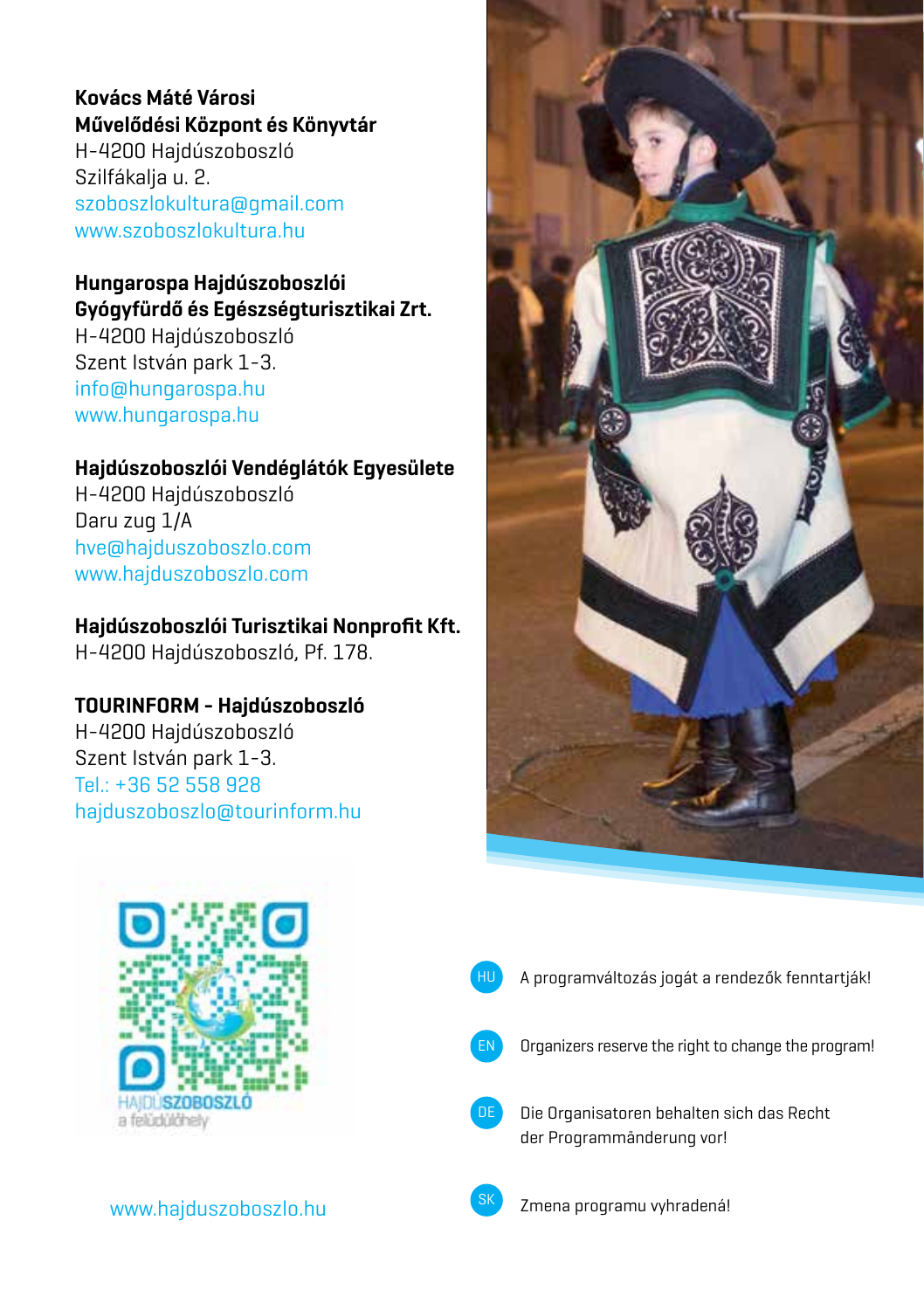**Kovács Máté Városi Művelődési Központ és Könyvtár**
H-4200 Hajdúszoboszló
Szilfákalja u. 2.
szoboszlokultura@gmail.com
www.szoboszlokultura.hu

**Hungarospa Hajdúszoboszlói Gyógyfürdő és Egészségturisztikai Zrt.**
H-4200 Hajdúszoboszló
Szent István park 1-3.
info@hungarospa.hu
www.hungarospa.hu

**Hajdúszoboszlói Vendéglátók Egyesülete**
H-4200 Hajdúszoboszló
Daru zug 1/A
hve@hajduszoboszlo.com
www.hajduszoboszlo.com

**Hajdúszoboszlói Turisztikai Nonprofit Kft.**
H-4200 Hajdúszoboszló, Pf. 178.

**TOURINFORM - Hajdúszoboszló**
H-4200 Hajdúszoboszló
Szent István park 1-3.
Tel.: +36 52 558 928
hajduszoboszlo@tourinform.hu

HAJDÚSZOBOSZLÓ
a felüdülőhely

www.hajduszoboszlo.hu

HU A programváltozás jogát a rendezők fenntartják!

EN Organizers reserve the right to change the program!

DE Die Organisatoren behalten sich das Recht der Programmänderung vor!

SK Zmena programu vyhradená!